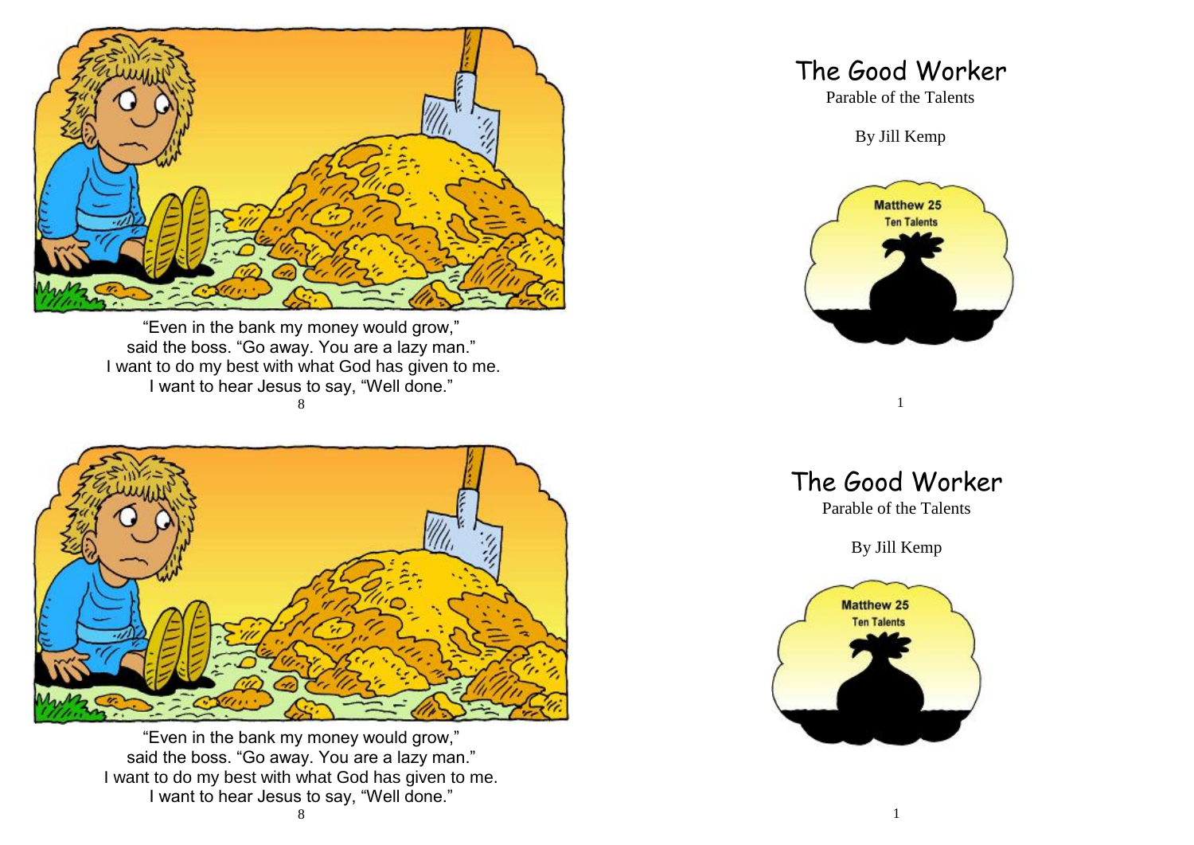"Even in the bank my money would grow,"
said the boss. "Go away. You are a lazy man."
I want to do my best with what God has given to me.
I want to hear Jesus to say, "Well done."

# The Good Worker

Parable of the Talents

By Jill Kemp

Matthew 25
Ten Talents

"Even in the bank my money would grow,"
said the boss. "Go away. You are a lazy man."
I want to do my best with what God has given to me.
I want to hear Jesus to say, "Well done."

# The Good Worker

Parable of the Talents

By Jill Kemp

Matthew 25
Ten Talents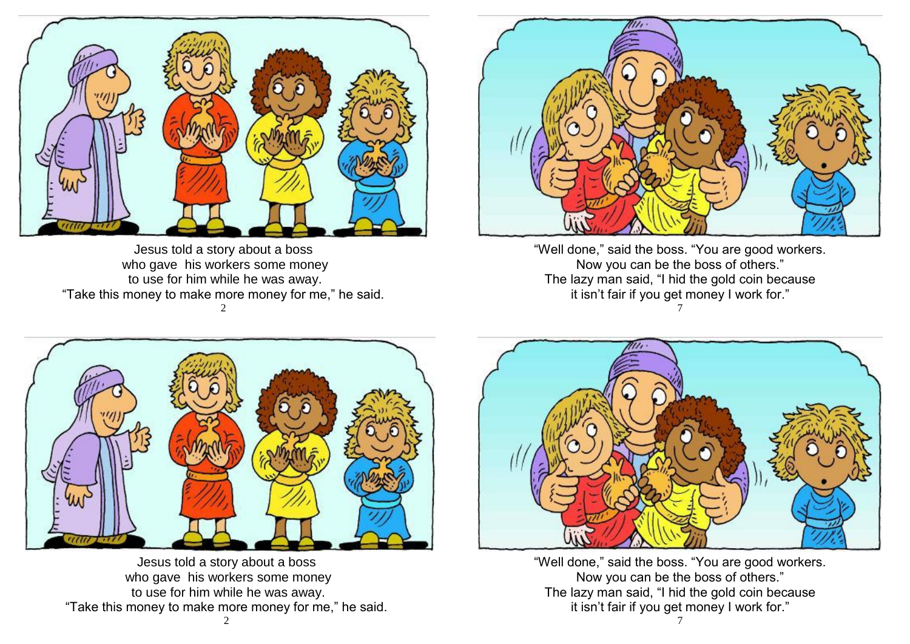Jesus told a story about a boss
who gave  his workers some money
to use for him while he was away.
"Take this money to make more money for me," he said.

"Well done," said the boss. "You are good workers.
Now you can be the boss of others."
The lazy man said, "I hid the gold coin because
it isn't fair if you get money I work for."

Jesus told a story about a boss
who gave  his workers some money
to use for him while he was away.
"Take this money to make more money for me," he said.

"Well done," said the boss. "You are good workers.
Now you can be the boss of others."
The lazy man said, "I hid the gold coin because
it isn't fair if you get money I work for."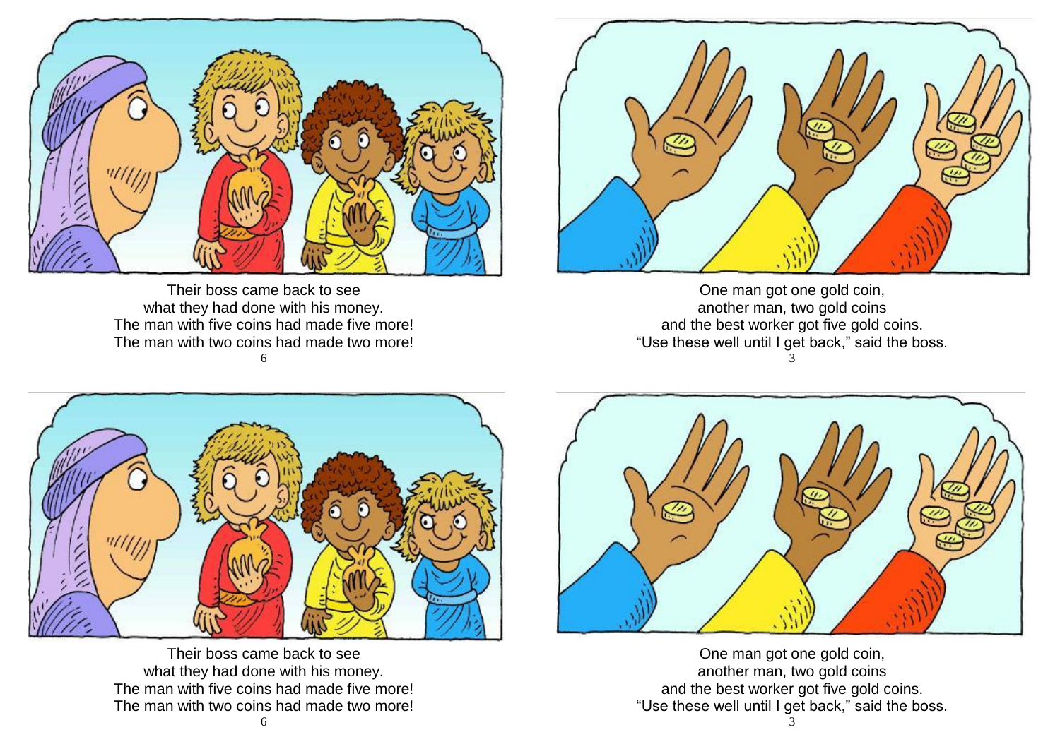Their boss came back to see
what they had done with his money.
The man with five coins had made five more!
The man with two coins had made two more!

One man got one gold coin,
another man, two gold coins
and the best worker got five gold coins.
"Use these well until I get back," said the boss.

Their boss came back to see
what they had done with his money.
The man with five coins had made five more!
The man with two coins had made two more!

One man got one gold coin,
another man, two gold coins
and the best worker got five gold coins.
"Use these well until I get back," said the boss.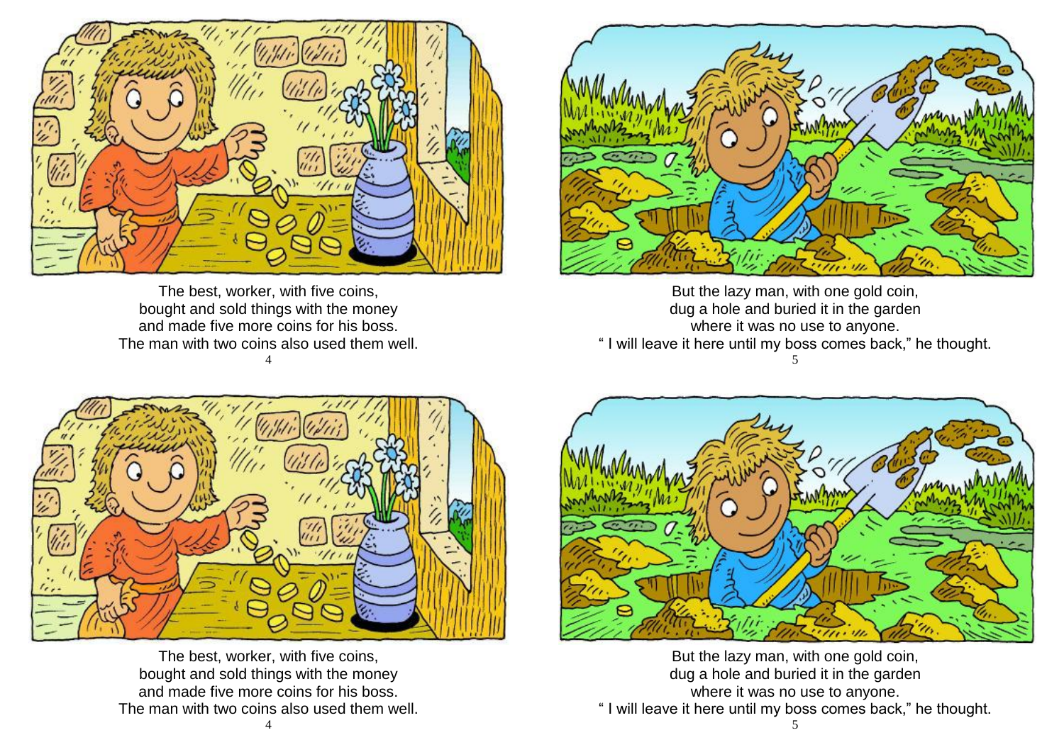The best, worker, with five coins,
bought and sold things with the money
and made five more coins for his boss.
The man with two coins also used them well.

But the lazy man, with one gold coin,
dug a hole and buried it in the garden
where it was no use to anyone.
" I will leave it here until my boss comes back," he thought.

The best, worker, with five coins,
bought and sold things with the money
and made five more coins for his boss.
The man with two coins also used them well.

But the lazy man, with one gold coin,
dug a hole and buried it in the garden
where it was no use to anyone.
" I will leave it here until my boss comes back," he thought.